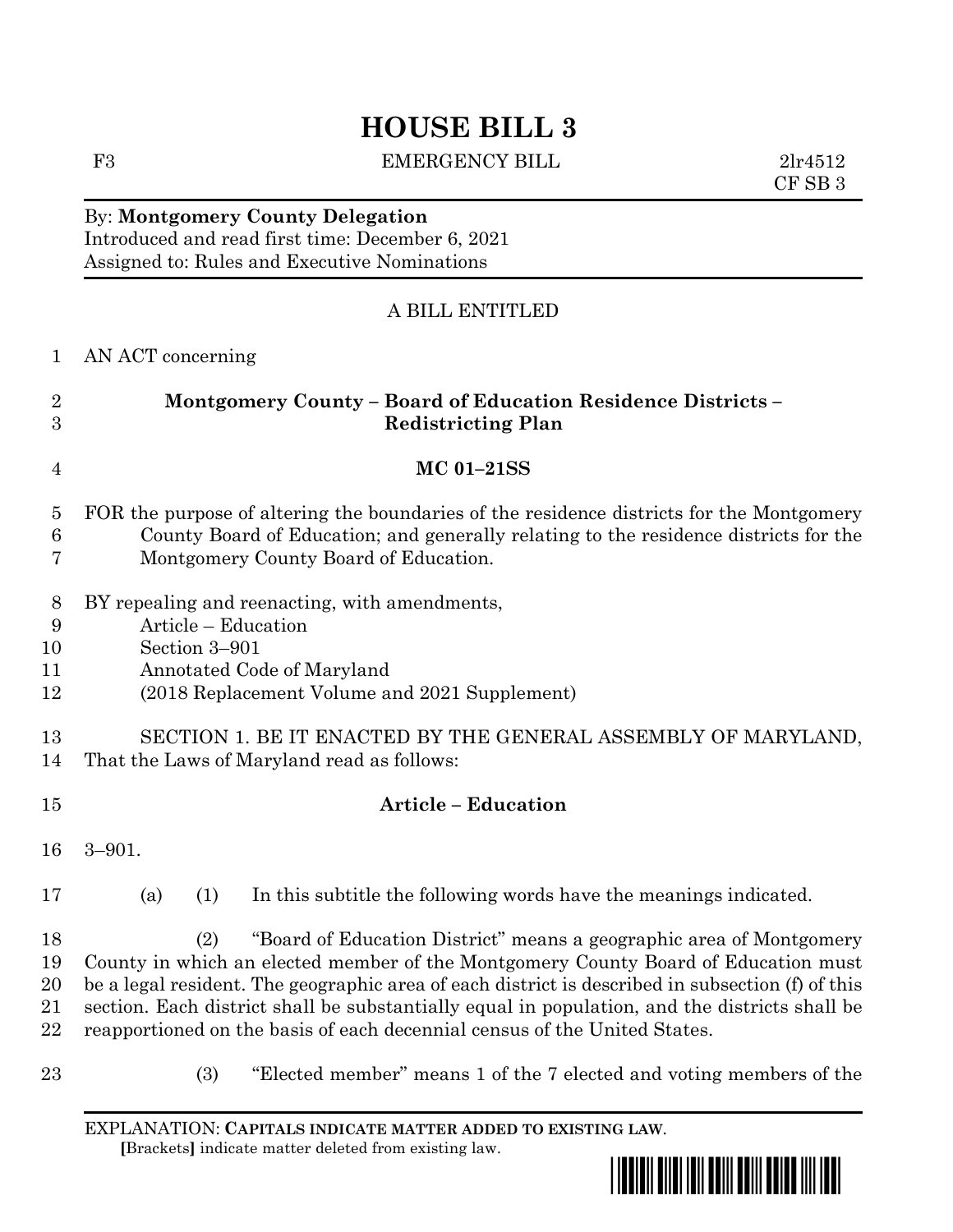# HOUSE BILL 3

F3 EMERGENCY BILL 2lr4512
CF SB 3

By: **Montgomery County Delegation**
Introduced and read first time: December 6, 2021
Assigned to: Rules and Executive Nominations

A BILL ENTITLED

AN ACT concerning

**Montgomery County – Board of Education Residence Districts – Redistricting Plan**

**MC 01–21SS**

FOR the purpose of altering the boundaries of the residence districts for the Montgomery County Board of Education; and generally relating to the residence districts for the Montgomery County Board of Education.

BY repealing and reenacting, with amendments,
Article – Education
Section 3–901
Annotated Code of Maryland
(2018 Replacement Volume and 2021 Supplement)

SECTION 1. BE IT ENACTED BY THE GENERAL ASSEMBLY OF MARYLAND, That the Laws of Maryland read as follows:

**Article – Education**

3–901.

(a) (1) In this subtitle the following words have the meanings indicated.

(2) "Board of Education District" means a geographic area of Montgomery County in which an elected member of the Montgomery County Board of Education must be a legal resident. The geographic area of each district is described in subsection (f) of this section. Each district shall be substantially equal in population, and the districts shall be reapportioned on the basis of each decennial census of the United States.

(3) "Elected member" means 1 of the 7 elected and voting members of the

EXPLANATION: **CAPITALS INDICATE MATTER ADDED TO EXISTING LAW.**
**[**Brackets**]** indicate matter deleted from existing law.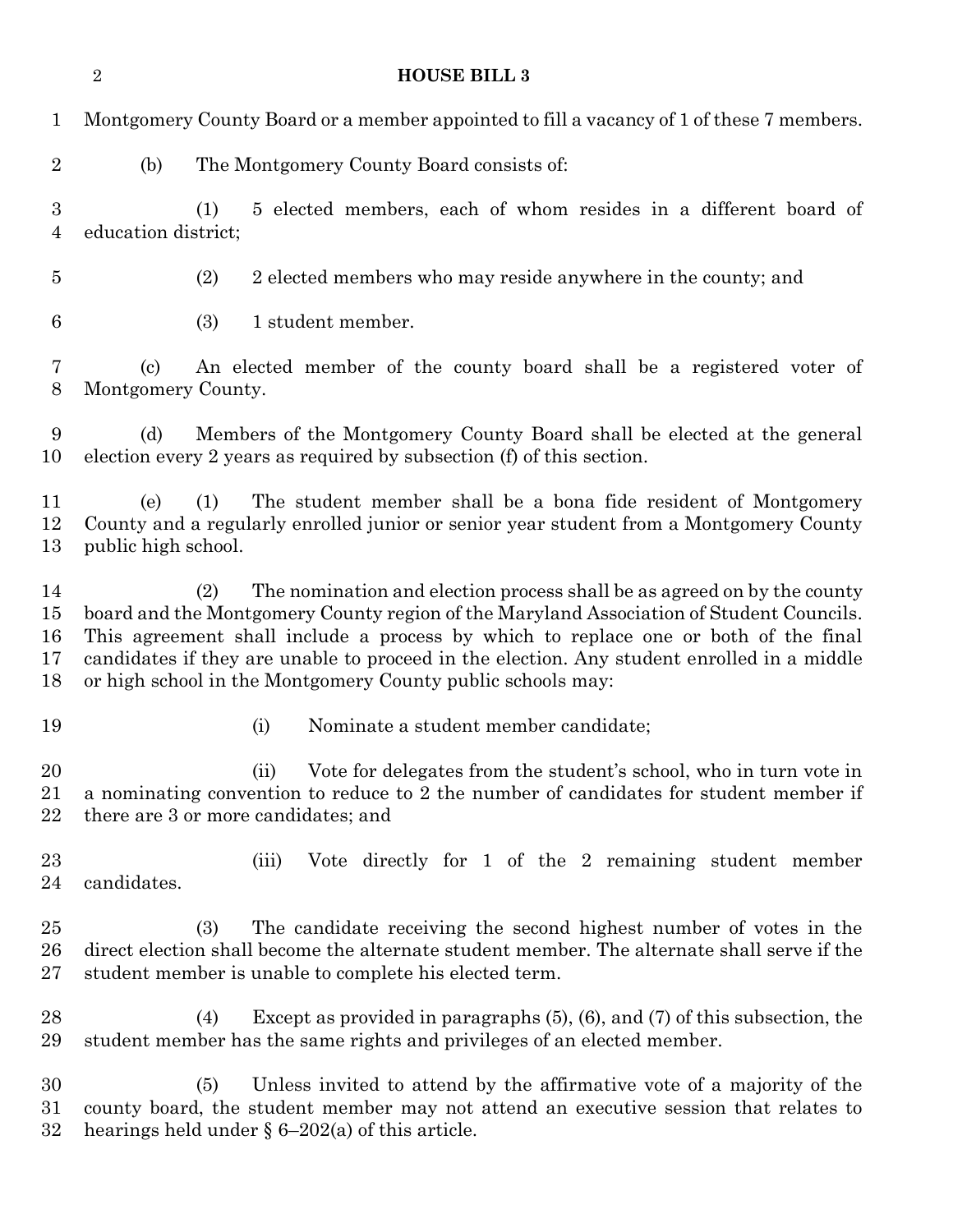Montgomery County Board or a member appointed to fill a vacancy of 1 of these 7 members.

(b) The Montgomery County Board consists of:

(1) 5 elected members, each of whom resides in a different board of education district;

(2) 2 elected members who may reside anywhere in the county; and

(3) 1 student member.

(c) An elected member of the county board shall be a registered voter of Montgomery County.

(d) Members of the Montgomery County Board shall be elected at the general election every 2 years as required by subsection (f) of this section.

(e) (1) The student member shall be a bona fide resident of Montgomery County and a regularly enrolled junior or senior year student from a Montgomery County public high school.

(2) The nomination and election process shall be as agreed on by the county board and the Montgomery County region of the Maryland Association of Student Councils. This agreement shall include a process by which to replace one or both of the final candidates if they are unable to proceed in the election. Any student enrolled in a middle or high school in the Montgomery County public schools may:

(i) Nominate a student member candidate;

(ii) Vote for delegates from the student's school, who in turn vote in a nominating convention to reduce to 2 the number of candidates for student member if there are 3 or more candidates; and

(iii) Vote directly for 1 of the 2 remaining student member candidates.

(3) The candidate receiving the second highest number of votes in the direct election shall become the alternate student member. The alternate shall serve if the student member is unable to complete his elected term.

(4) Except as provided in paragraphs (5), (6), and (7) of this subsection, the student member has the same rights and privileges of an elected member.

(5) Unless invited to attend by the affirmative vote of a majority of the county board, the student member may not attend an executive session that relates to hearings held under § 6–202(a) of this article.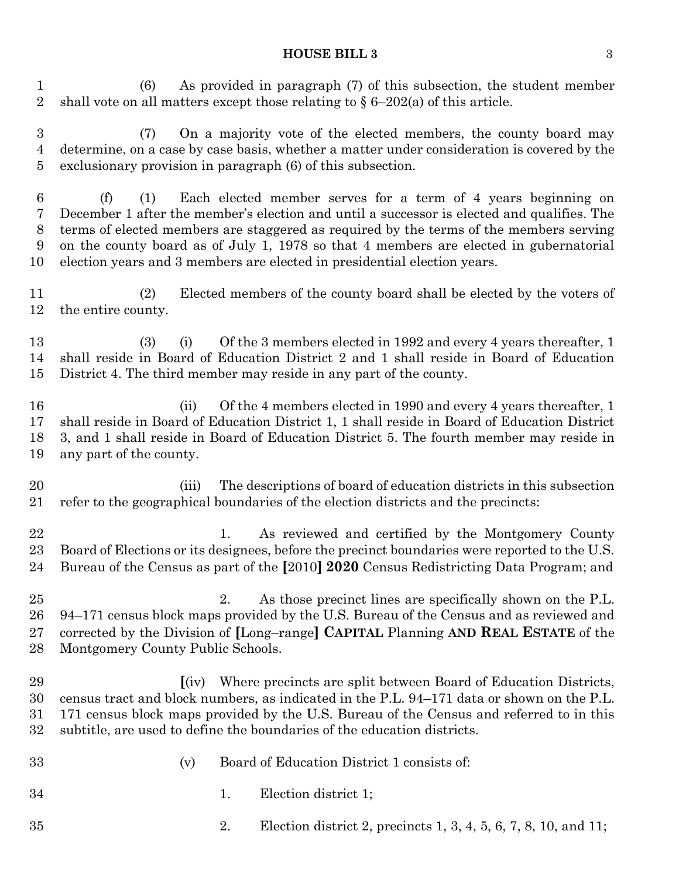(6) As provided in paragraph (7) of this subsection, the student member shall vote on all matters except those relating to § 6–202(a) of this article.

(7) On a majority vote of the elected members, the county board may determine, on a case by case basis, whether a matter under consideration is covered by the exclusionary provision in paragraph (6) of this subsection.

(f) (1) Each elected member serves for a term of 4 years beginning on December 1 after the member's election and until a successor is elected and qualifies. The terms of elected members are staggered as required by the terms of the members serving on the county board as of July 1, 1978 so that 4 members are elected in gubernatorial election years and 3 members are elected in presidential election years.

(2) Elected members of the county board shall be elected by the voters of the entire county.

(3) (i) Of the 3 members elected in 1992 and every 4 years thereafter, 1 shall reside in Board of Education District 2 and 1 shall reside in Board of Education District 4. The third member may reside in any part of the county.

(ii) Of the 4 members elected in 1990 and every 4 years thereafter, 1 shall reside in Board of Education District 1, 1 shall reside in Board of Education District 3, and 1 shall reside in Board of Education District 5. The fourth member may reside in any part of the county.

(iii) The descriptions of board of education districts in this subsection refer to the geographical boundaries of the election districts and the precincts:

1. As reviewed and certified by the Montgomery County Board of Elections or its designees, before the precinct boundaries were reported to the U.S. Bureau of the Census as part of the **[**2010**]** **2020** Census Redistricting Data Program; and

2. As those precinct lines are specifically shown on the P.L. 94–171 census block maps provided by the U.S. Bureau of the Census and as reviewed and corrected by the Division of **[**Long–range**]** **CAPITAL** Planning **AND REAL ESTATE** of the Montgomery County Public Schools.

**[**(iv) Where precincts are split between Board of Education Districts, census tract and block numbers, as indicated in the P.L. 94–171 data or shown on the P.L. 171 census block maps provided by the U.S. Bureau of the Census and referred to in this subtitle, are used to define the boundaries of the education districts.

(v) Board of Education District 1 consists of:

1. Election district 1;

2. Election district 2, precincts 1, 3, 4, 5, 6, 7, 8, 10, and 11;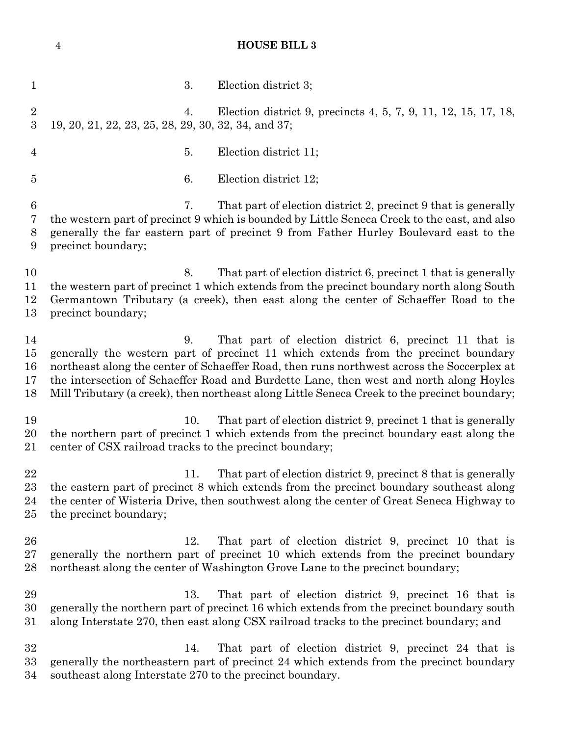3. Election district 3;

4. Election district 9, precincts 4, 5, 7, 9, 11, 12, 15, 17, 18, 19, 20, 21, 22, 23, 25, 28, 29, 30, 32, 34, and 37;

5. Election district 11;

6. Election district 12;

7. That part of election district 2, precinct 9 that is generally the western part of precinct 9 which is bounded by Little Seneca Creek to the east, and also generally the far eastern part of precinct 9 from Father Hurley Boulevard east to the precinct boundary;

8. That part of election district 6, precinct 1 that is generally the western part of precinct 1 which extends from the precinct boundary north along South Germantown Tributary (a creek), then east along the center of Schaeffer Road to the precinct boundary;

9. That part of election district 6, precinct 11 that is generally the western part of precinct 11 which extends from the precinct boundary northeast along the center of Schaeffer Road, then runs northwest across the Soccerplex at the intersection of Schaeffer Road and Burdette Lane, then west and north along Hoyles Mill Tributary (a creek), then northeast along Little Seneca Creek to the precinct boundary;

10. That part of election district 9, precinct 1 that is generally the northern part of precinct 1 which extends from the precinct boundary east along the center of CSX railroad tracks to the precinct boundary;

11. That part of election district 9, precinct 8 that is generally the eastern part of precinct 8 which extends from the precinct boundary southeast along the center of Wisteria Drive, then southwest along the center of Great Seneca Highway to the precinct boundary;

12. That part of election district 9, precinct 10 that is generally the northern part of precinct 10 which extends from the precinct boundary northeast along the center of Washington Grove Lane to the precinct boundary;

13. That part of election district 9, precinct 16 that is generally the northern part of precinct 16 which extends from the precinct boundary south along Interstate 270, then east along CSX railroad tracks to the precinct boundary; and

14. That part of election district 9, precinct 24 that is generally the northeastern part of precinct 24 which extends from the precinct boundary southeast along Interstate 270 to the precinct boundary.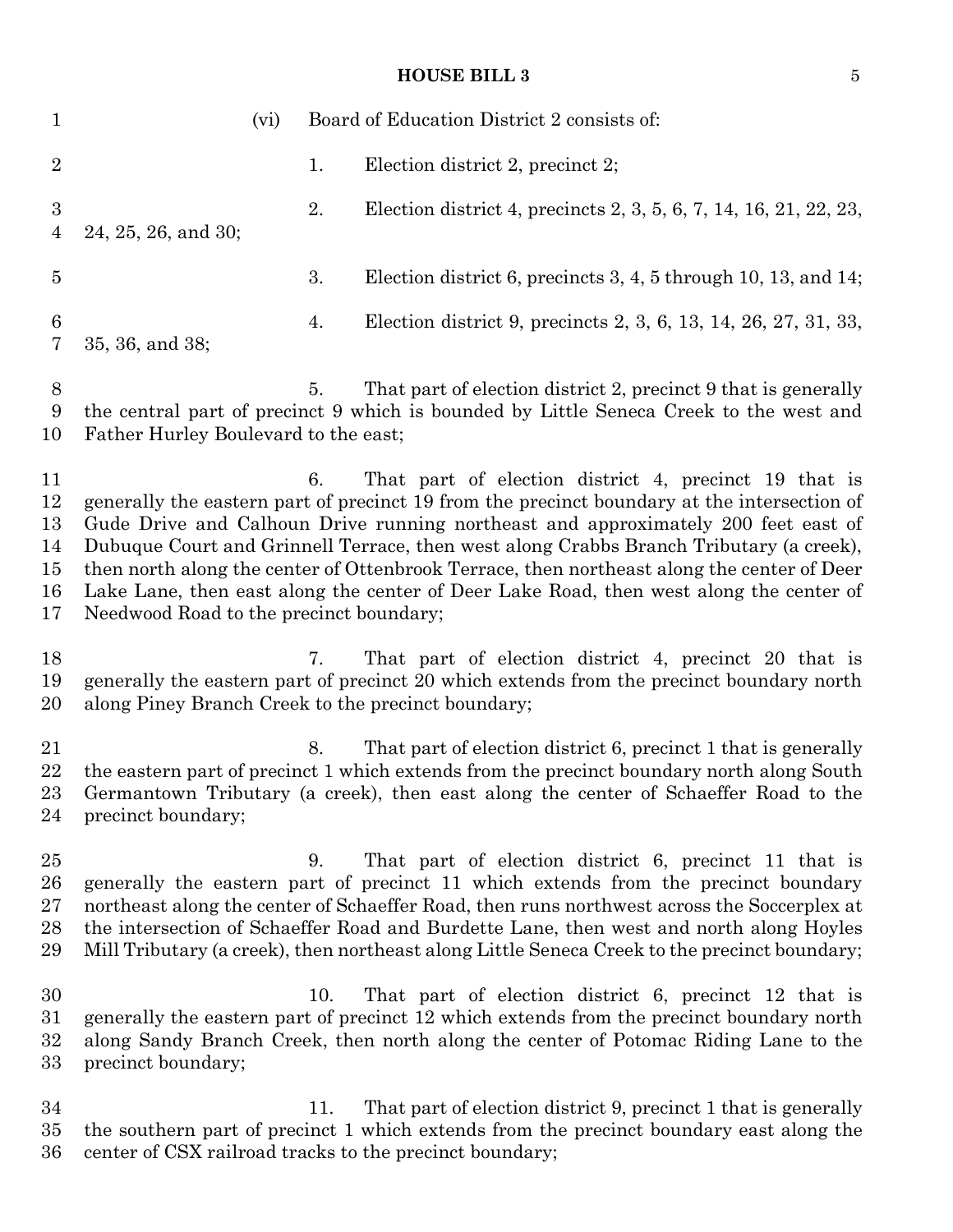(vi) Board of Education District 2 consists of:

1. Election district 2, precinct 2;

2. Election district 4, precincts 2, 3, 5, 6, 7, 14, 16, 21, 22, 23, 24, 25, 26, and 30;

3. Election district 6, precincts 3, 4, 5 through 10, 13, and 14;

4. Election district 9, precincts 2, 3, 6, 13, 14, 26, 27, 31, 33, 35, 36, and 38;

5. That part of election district 2, precinct 9 that is generally the central part of precinct 9 which is bounded by Little Seneca Creek to the west and Father Hurley Boulevard to the east;

6. That part of election district 4, precinct 19 that is generally the eastern part of precinct 19 from the precinct boundary at the intersection of Gude Drive and Calhoun Drive running northeast and approximately 200 feet east of Dubuque Court and Grinnell Terrace, then west along Crabbs Branch Tributary (a creek), then north along the center of Ottenbrook Terrace, then northeast along the center of Deer Lake Lane, then east along the center of Deer Lake Road, then west along the center of Needwood Road to the precinct boundary;

7. That part of election district 4, precinct 20 that is generally the eastern part of precinct 20 which extends from the precinct boundary north along Piney Branch Creek to the precinct boundary;

8. That part of election district 6, precinct 1 that is generally the eastern part of precinct 1 which extends from the precinct boundary north along South Germantown Tributary (a creek), then east along the center of Schaeffer Road to the precinct boundary;

9. That part of election district 6, precinct 11 that is generally the eastern part of precinct 11 which extends from the precinct boundary northeast along the center of Schaeffer Road, then runs northwest across the Soccerplex at the intersection of Schaeffer Road and Burdette Lane, then west and north along Hoyles Mill Tributary (a creek), then northeast along Little Seneca Creek to the precinct boundary;

10. That part of election district 6, precinct 12 that is generally the eastern part of precinct 12 which extends from the precinct boundary north along Sandy Branch Creek, then north along the center of Potomac Riding Lane to the precinct boundary;

11. That part of election district 9, precinct 1 that is generally the southern part of precinct 1 which extends from the precinct boundary east along the center of CSX railroad tracks to the precinct boundary;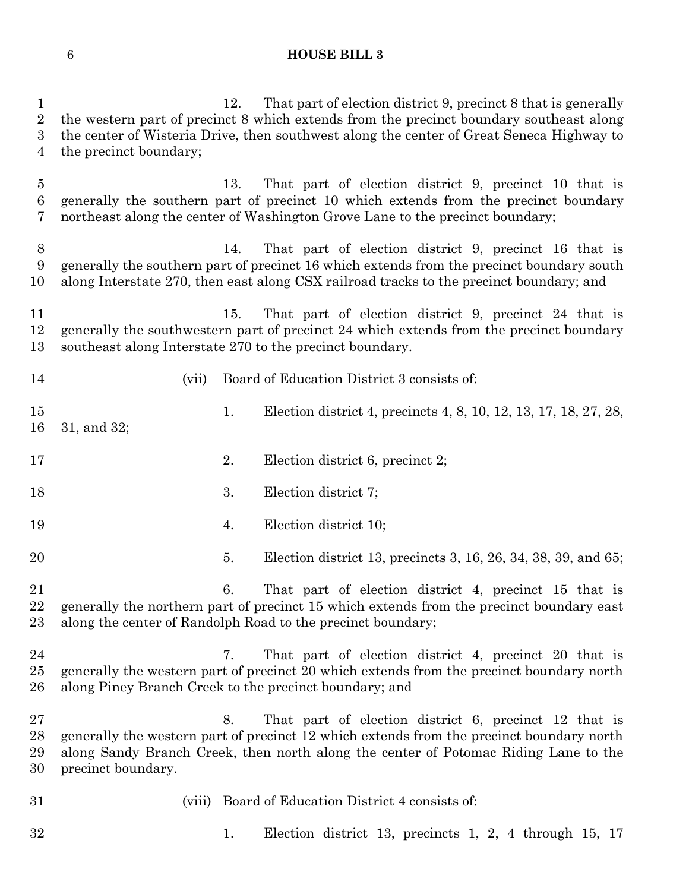12. That part of election district 9, precinct 8 that is generally the western part of precinct 8 which extends from the precinct boundary southeast along the center of Wisteria Drive, then southwest along the center of Great Seneca Highway to the precinct boundary;

13. That part of election district 9, precinct 10 that is generally the southern part of precinct 10 which extends from the precinct boundary northeast along the center of Washington Grove Lane to the precinct boundary;

14. That part of election district 9, precinct 16 that is generally the southern part of precinct 16 which extends from the precinct boundary south along Interstate 270, then east along CSX railroad tracks to the precinct boundary; and

15. That part of election district 9, precinct 24 that is generally the southwestern part of precinct 24 which extends from the precinct boundary southeast along Interstate 270 to the precinct boundary.

(vii) Board of Education District 3 consists of:

1. Election district 4, precincts 4, 8, 10, 12, 13, 17, 18, 27, 28, 31, and 32;

2. Election district 6, precinct 2;

3. Election district 7;

4. Election district 10;

5. Election district 13, precincts 3, 16, 26, 34, 38, 39, and 65;

6. That part of election district 4, precinct 15 that is generally the northern part of precinct 15 which extends from the precinct boundary east along the center of Randolph Road to the precinct boundary;

7. That part of election district 4, precinct 20 that is generally the western part of precinct 20 which extends from the precinct boundary north along Piney Branch Creek to the precinct boundary; and

8. That part of election district 6, precinct 12 that is generally the western part of precinct 12 which extends from the precinct boundary north along Sandy Branch Creek, then north along the center of Potomac Riding Lane to the precinct boundary.

(viii) Board of Education District 4 consists of:

1. Election district 13, precincts 1, 2, 4 through 15, 17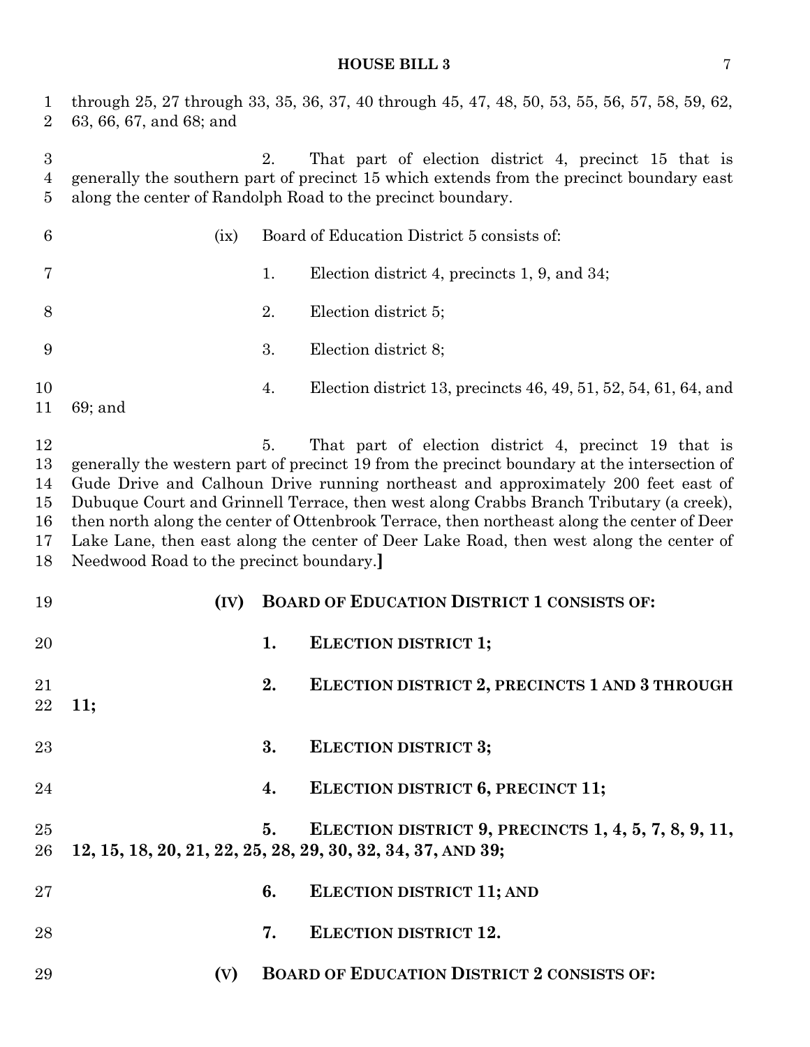through 25, 27 through 33, 35, 36, 37, 40 through 45, 47, 48, 50, 53, 55, 56, 57, 58, 59, 62, 63, 66, 67, and 68; and

2. That part of election district 4, precinct 15 that is generally the southern part of precinct 15 which extends from the precinct boundary east along the center of Randolph Road to the precinct boundary.

(ix) Board of Education District 5 consists of:

1. Election district 4, precincts 1, 9, and 34;

2. Election district 5;

3. Election district 8;

4. Election district 13, precincts 46, 49, 51, 52, 54, 61, 64, and 69; and

5. That part of election district 4, precinct 19 that is generally the western part of precinct 19 from the precinct boundary at the intersection of Gude Drive and Calhoun Drive running northeast and approximately 200 feet east of Dubuque Court and Grinnell Terrace, then west along Crabbs Branch Tributary (a creek), then north along the center of Ottenbrook Terrace, then northeast along the center of Deer Lake Lane, then east along the center of Deer Lake Road, then west along the center of Needwood Road to the precinct boundary.**]**

**(IV) BOARD OF EDUCATION DISTRICT 1 CONSISTS OF:**

**1. ELECTION DISTRICT 1;**

**2. ELECTION DISTRICT 2, PRECINCTS 1 AND 3 THROUGH 11;**

**3. ELECTION DISTRICT 3;**

**4. ELECTION DISTRICT 6, PRECINCT 11;**

**5. ELECTION DISTRICT 9, PRECINCTS 1, 4, 5, 7, 8, 9, 11, 12, 15, 18, 20, 21, 22, 25, 28, 29, 30, 32, 34, 37, AND 39;**

**6. ELECTION DISTRICT 11; AND**

**7. ELECTION DISTRICT 12.**

**(V) BOARD OF EDUCATION DISTRICT 2 CONSISTS OF:**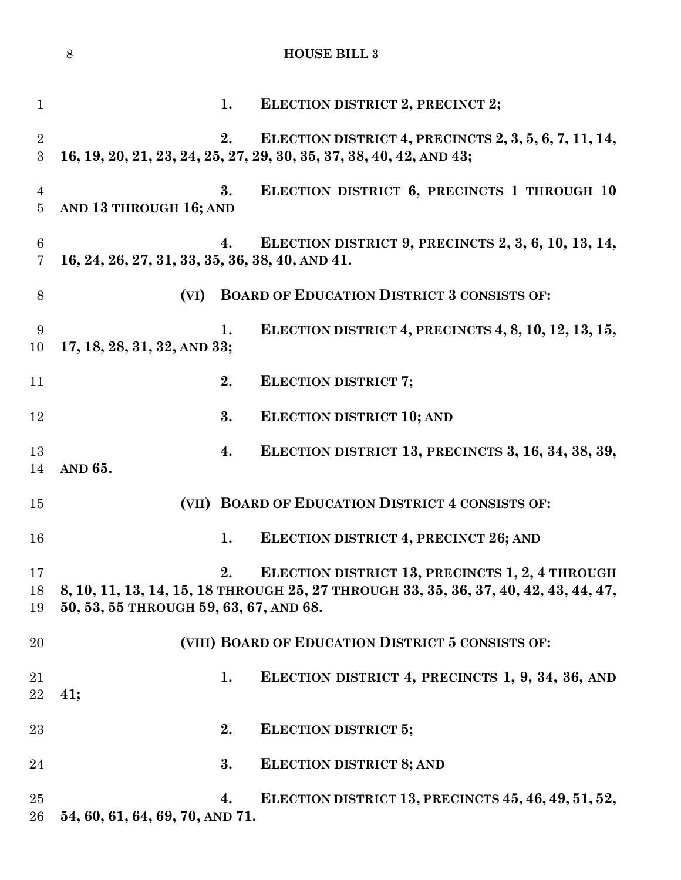**1. ELECTION DISTRICT 2, PRECINCT 2;**

**2. ELECTION DISTRICT 4, PRECINCTS 2, 3, 5, 6, 7, 11, 14, 16, 19, 20, 21, 23, 24, 25, 27, 29, 30, 35, 37, 38, 40, 42, AND 43;**

**3. ELECTION DISTRICT 6, PRECINCTS 1 THROUGH 10 AND 13 THROUGH 16; AND**

**4. ELECTION DISTRICT 9, PRECINCTS 2, 3, 6, 10, 13, 14, 16, 24, 26, 27, 31, 33, 35, 36, 38, 40, AND 41.**

**(VI) BOARD OF EDUCATION DISTRICT 3 CONSISTS OF:**

**1. ELECTION DISTRICT 4, PRECINCTS 4, 8, 10, 12, 13, 15, 17, 18, 28, 31, 32, AND 33;**

**2. ELECTION DISTRICT 7;**

**3. ELECTION DISTRICT 10; AND**

**4. ELECTION DISTRICT 13, PRECINCTS 3, 16, 34, 38, 39, AND 65.**

**(VII) BOARD OF EDUCATION DISTRICT 4 CONSISTS OF:**

**1. ELECTION DISTRICT 4, PRECINCT 26; AND**

**2. ELECTION DISTRICT 13, PRECINCTS 1, 2, 4 THROUGH 8, 10, 11, 13, 14, 15, 18 THROUGH 25, 27 THROUGH 33, 35, 36, 37, 40, 42, 43, 44, 47, 50, 53, 55 THROUGH 59, 63, 67, AND 68.**

**(VIII) BOARD OF EDUCATION DISTRICT 5 CONSISTS OF:**

**1. ELECTION DISTRICT 4, PRECINCTS 1, 9, 34, 36, AND 41;**

**2. ELECTION DISTRICT 5;**

**3. ELECTION DISTRICT 8; AND**

**4. ELECTION DISTRICT 13, PRECINCTS 45, 46, 49, 51, 52, 54, 60, 61, 64, 69, 70, AND 71.**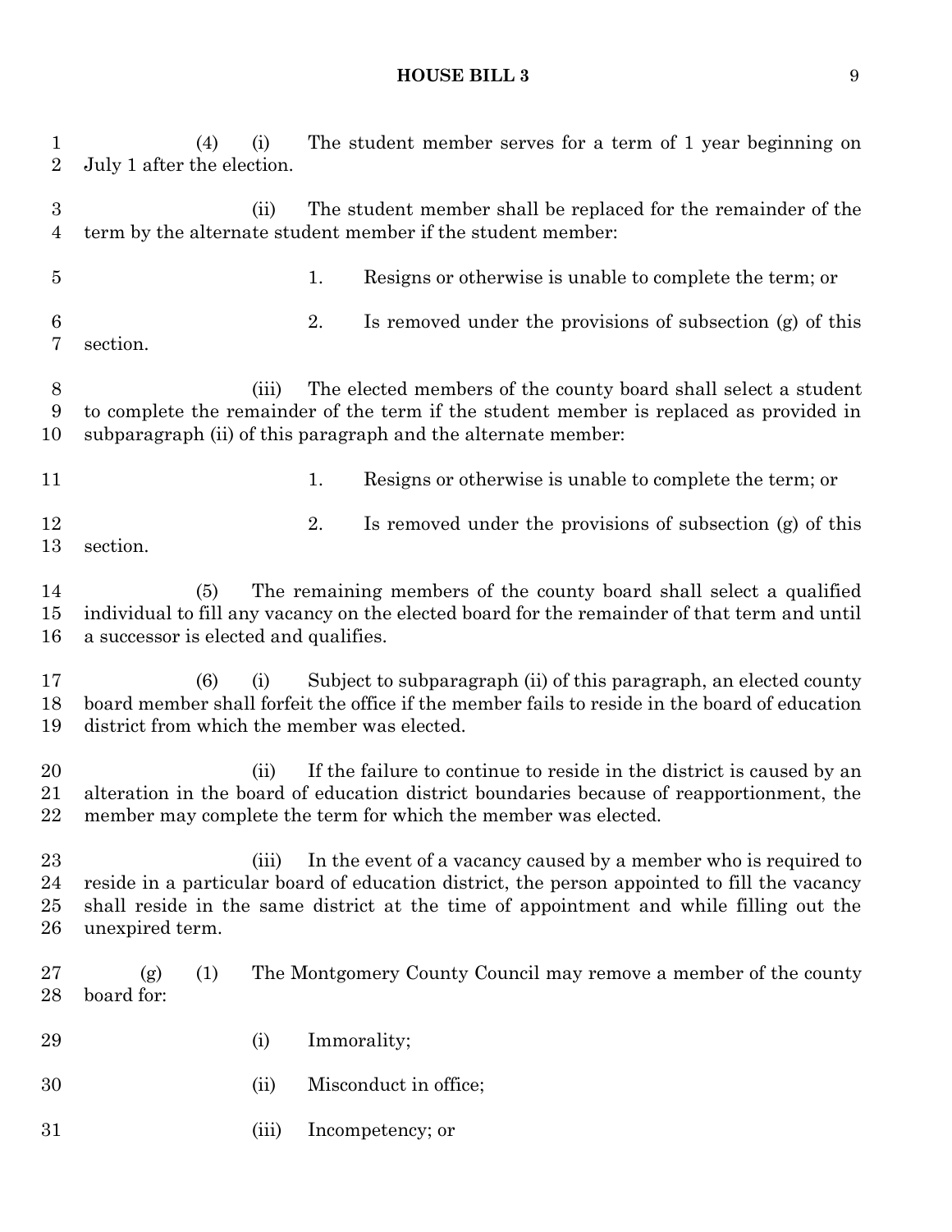(4) (i) The student member serves for a term of 1 year beginning on July 1 after the election.

(ii) The student member shall be replaced for the remainder of the term by the alternate student member if the student member:

1. Resigns or otherwise is unable to complete the term; or

2. Is removed under the provisions of subsection (g) of this section.

(iii) The elected members of the county board shall select a student to complete the remainder of the term if the student member is replaced as provided in subparagraph (ii) of this paragraph and the alternate member:

1. Resigns or otherwise is unable to complete the term; or

2. Is removed under the provisions of subsection (g) of this section.

(5) The remaining members of the county board shall select a qualified individual to fill any vacancy on the elected board for the remainder of that term and until a successor is elected and qualifies.

(6) (i) Subject to subparagraph (ii) of this paragraph, an elected county board member shall forfeit the office if the member fails to reside in the board of education district from which the member was elected.

(ii) If the failure to continue to reside in the district is caused by an alteration in the board of education district boundaries because of reapportionment, the member may complete the term for which the member was elected.

(iii) In the event of a vacancy caused by a member who is required to reside in a particular board of education district, the person appointed to fill the vacancy shall reside in the same district at the time of appointment and while filling out the unexpired term.

(g) (1) The Montgomery County Council may remove a member of the county board for:

(i) Immorality;

(ii) Misconduct in office;

(iii) Incompetency; or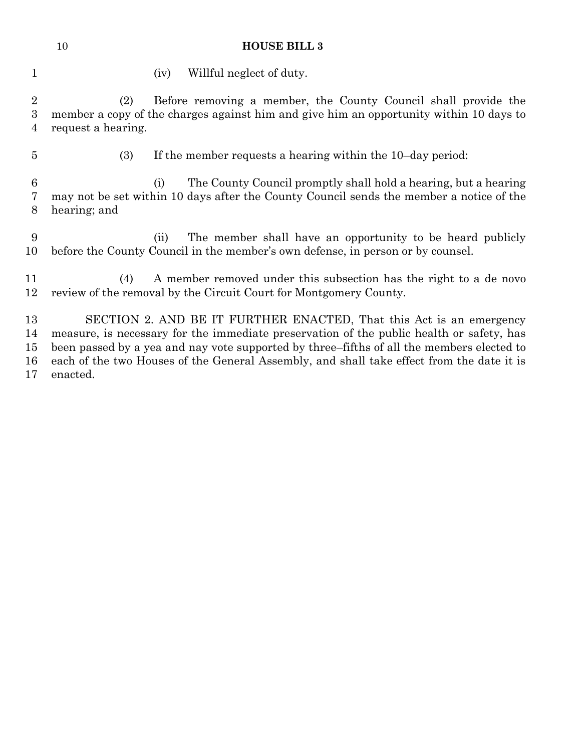(iv) Willful neglect of duty.

(2) Before removing a member, the County Council shall provide the member a copy of the charges against him and give him an opportunity within 10 days to request a hearing.

(3) If the member requests a hearing within the 10–day period:

(i) The County Council promptly shall hold a hearing, but a hearing may not be set within 10 days after the County Council sends the member a notice of the hearing; and

(ii) The member shall have an opportunity to be heard publicly before the County Council in the member's own defense, in person or by counsel.

(4) A member removed under this subsection has the right to a de novo review of the removal by the Circuit Court for Montgomery County.

SECTION 2. AND BE IT FURTHER ENACTED, That this Act is an emergency measure, is necessary for the immediate preservation of the public health or safety, has been passed by a yea and nay vote supported by three–fifths of all the members elected to each of the two Houses of the General Assembly, and shall take effect from the date it is enacted.